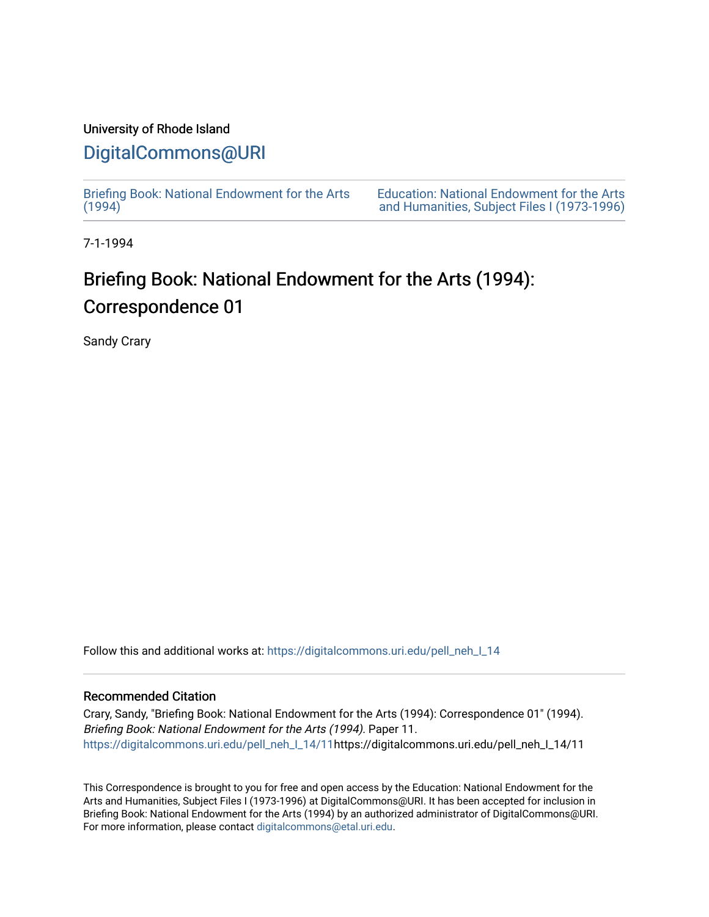University of Rhode Island

# DigitalCommons@URI

Briefing Book: National Endowment for the Arts (1994)

Education: National Endowment for the Arts and Humanities, Subject Files I (1973-1996)

7-1-1994

# Briefing Book: National Endowment for the Arts (1994): Correspondence 01

Sandy Crary

Follow this and additional works at: https://digitalcommons.uri.edu/pell_neh_I_14

## Recommended Citation

Crary, Sandy, "Briefing Book: National Endowment for the Arts (1994): Correspondence 01" (1994). *Briefing Book: National Endowment for the Arts (1994).* Paper 11.
https://digitalcommons.uri.edu/pell_neh_I_14/11https://digitalcommons.uri.edu/pell_neh_I_14/11

This Correspondence is brought to you for free and open access by the Education: National Endowment for the Arts and Humanities, Subject Files I (1973-1996) at DigitalCommons@URI. It has been accepted for inclusion in Briefing Book: National Endowment for the Arts (1994) by an authorized administrator of DigitalCommons@URI. For more information, please contact digitalcommons@etal.uri.edu.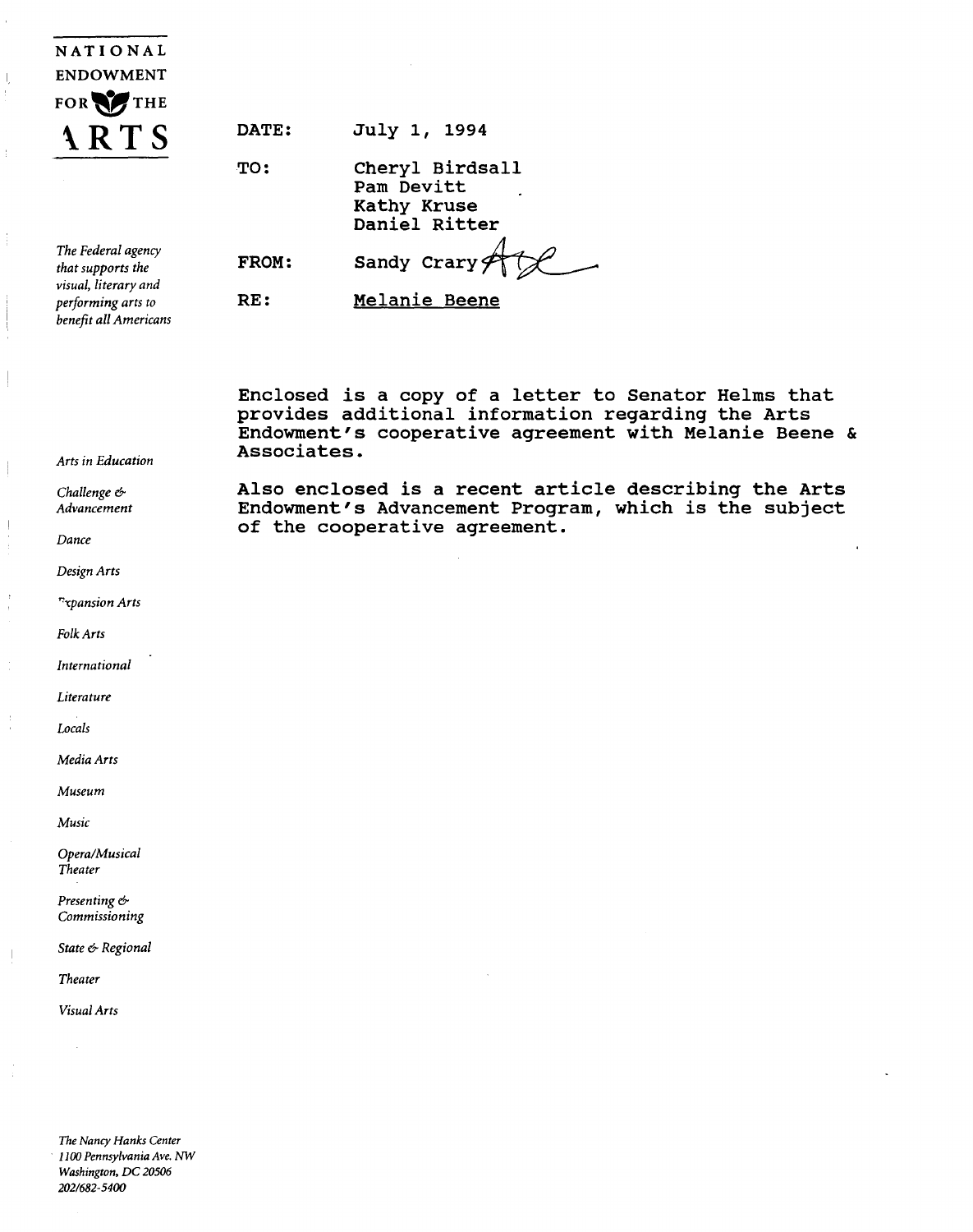NATIONAL ENDOWMENT FOR THE ARTS

*The Federal agency that supports the visual, literary and performing arts to benefit all Americans*

DATE: July 1, 1994

TO: Cheryl Birdsall
Pam Devitt
Kathy Kruse
Daniel Ritter

FROM: Sandy Crary

RE: Melanie Beene

Enclosed is a copy of a letter to Senator Helms that provides additional information regarding the Arts Endowment's cooperative agreement with Melanie Beene & Associates.

Also enclosed is a recent article describing the Arts Endowment's Advancement Program, which is the subject of the cooperative agreement.

*Arts in Education*

*Challenge & Advancement*

*Dance*

*Design Arts*

*Expansion Arts*

*Folk Arts*

*International*

*Literature*

*Locals*

*Media Arts*

*Museum*

*Music*

*Opera/Musical Theater*

*Presenting & Commissioning*

*State & Regional*

*Theater*

*Visual Arts*

*The Nancy Hanks Center*
*1100 Pennsylvania Ave. NW*
*Washington, DC 20506*
*202/682-5400*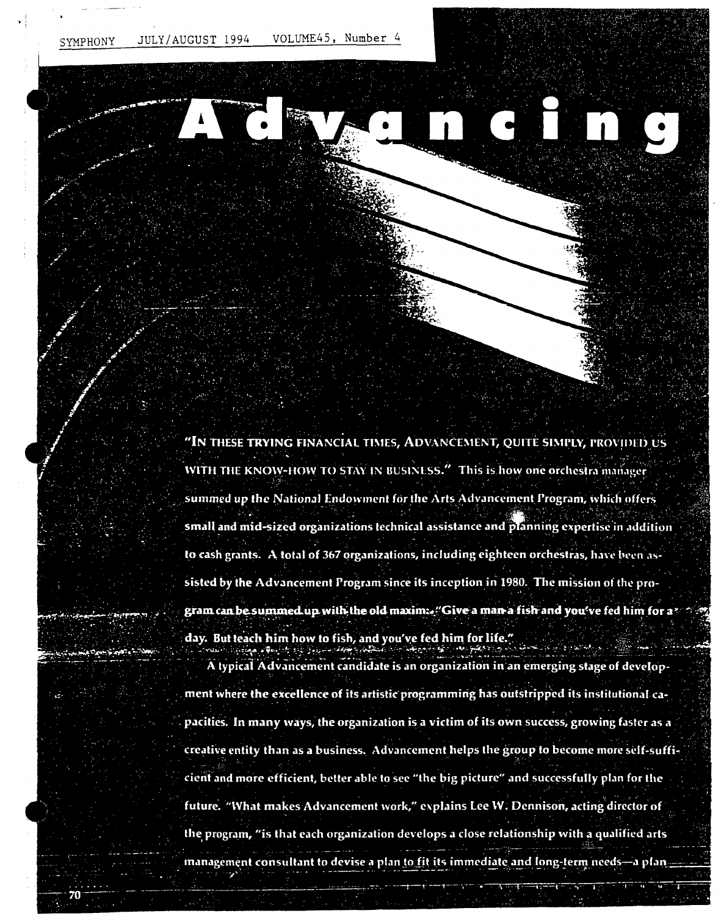# Advancing

"IN THESE TRYING FINANCIAL TIMES, ADVANCEMENT, QUITE SIMPLY, PROVIDED US WITH THE KNOW-HOW TO STAY IN BUSINESS." This is how one orchestra manager summed up the National Endowment for the Arts Advancement Program, which offers small and mid-sized organizations technical assistance and planning expertise in addition to cash grants. A total of 367 organizations, including eighteen orchestras, have been assisted by the Advancement Program since its inception in 1980. The mission of the program can be summed up with the old maxim: "Give a man a fish and you've fed him for a day. But teach him how to fish, and you've fed him for life."

A typical Advancement candidate is an organization in an emerging stage of development where the excellence of its artistic programming has outstripped its institutional capacities. In many ways, the organization is a victim of its own success, growing faster as a creative entity than as a business. Advancement helps the group to become more self-sufficient and more efficient, better able to see "the big picture" and successfully plan for the future. "What makes Advancement work," explains Lee W. Dennison, acting director of the program, "is that each organization develops a close relationship with a qualified arts management consultant to devise a plan to fit its immediate and long-term needs—a plan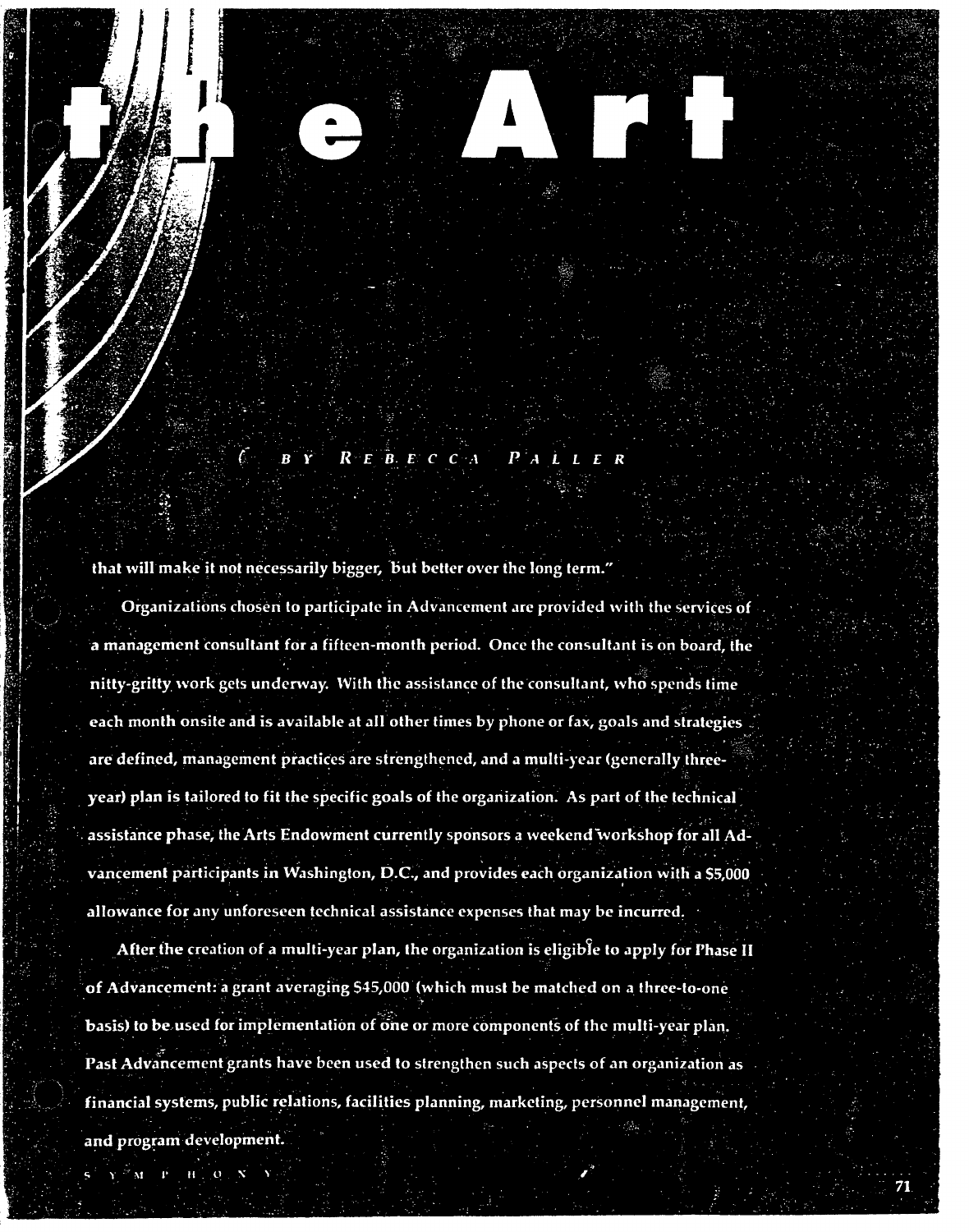# the Art

BY REBECCA PALLER

that will make it not necessarily bigger, but better over the long term."

Organizations chosen to participate in Advancement are provided with the services of a management consultant for a fifteen-month period. Once the consultant is on board, the nitty-gritty work gets underway. With the assistance of the consultant, who spends time each month onsite and is available at all other times by phone or fax, goals and strategies are defined, management practices are strengthened, and a multi-year (generally three-year) plan is tailored to fit the specific goals of the organization. As part of the technical assistance phase, the Arts Endowment currently sponsors a weekend workshop for all Advancement participants in Washington, D.C., and provides each organization with a $5,000 allowance for any unforeseen technical assistance expenses that may be incurred.

After the creation of a multi-year plan, the organization is eligible to apply for Phase II of Advancement: a grant averaging $45,000 (which must be matched on a three-to-one basis) to be used for implementation of one or more components of the multi-year plan. Past Advancement grants have been used to strengthen such aspects of an organization as financial systems, public relations, facilities planning, marketing, personnel management, and program development.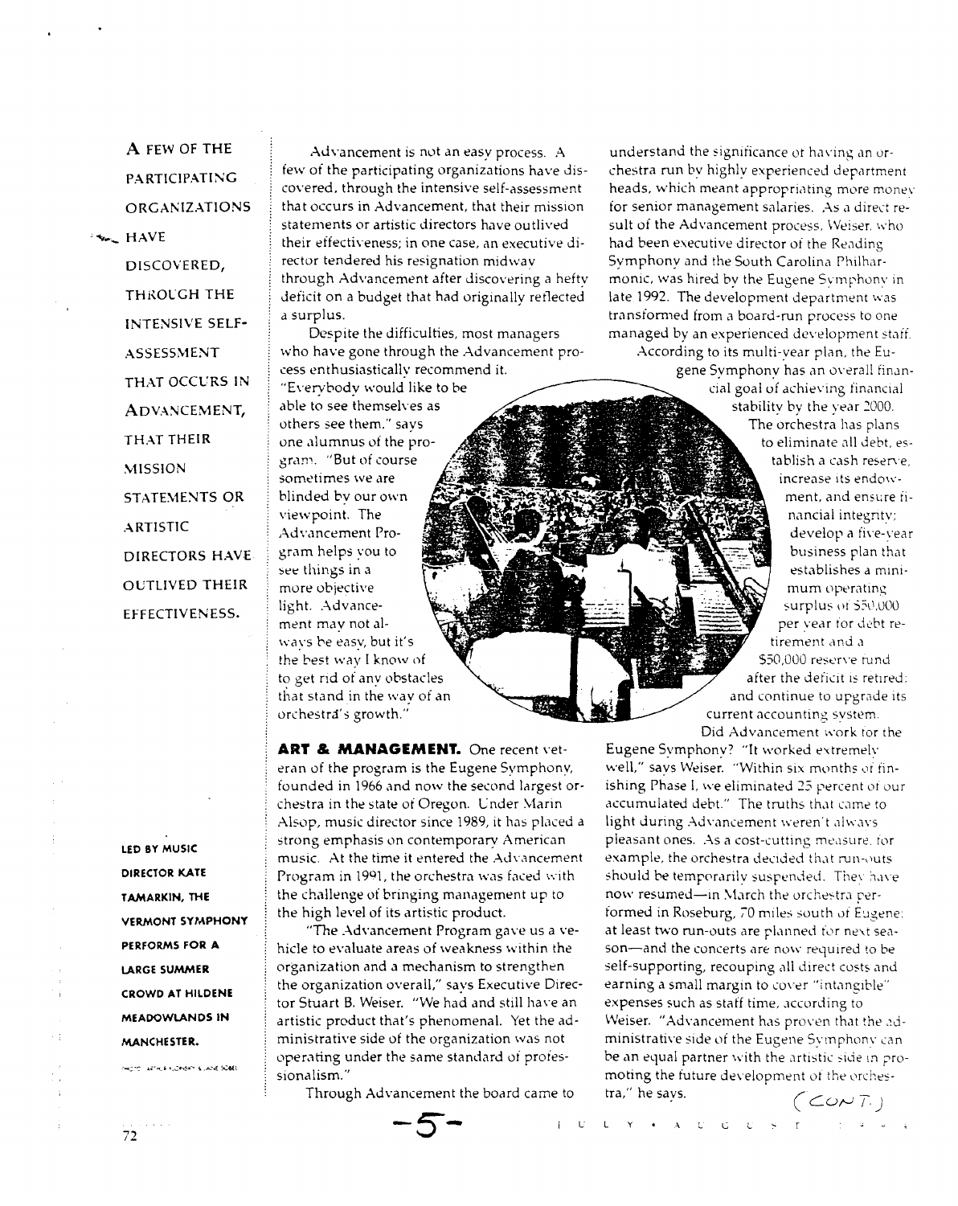A FEW OF THE PARTICIPATING ORGANIZATIONS HAVE DISCOVERED, THROUGH THE INTENSIVE SELF-ASSESSMENT THAT OCCURS IN ADVANCEMENT, THAT THEIR MISSION STATEMENTS OR ARTISTIC DIRECTORS HAVE OUTLIVED THEIR EFFECTIVENESS.

Advancement is not an easy process. A few of the participating organizations have discovered, through the intensive self-assessment that occurs in Advancement, that their mission statements or artistic directors have outlived their effectiveness; in one case, an executive director tendered his resignation midway through Advancement after discovering a hefty deficit on a budget that had originally reflected a surplus.

Despite the difficulties, most managers who have gone through the Advancement process enthusiastically recommend it. "Everybody would like to be able to see themselves as others see them," says one alumnus of the program. "But of course sometimes we are blinded by our own viewpoint. The Advancement Program helps you to see things in a more objective light. Advancement may not always be easy, but it's the best way I know of to get rid of any obstacles that stand in the way of an orchestra's growth."

**ART & MANAGEMENT.** One recent veteran of the program is the Eugene Symphony, founded in 1966 and now the second largest orchestra in the state of Oregon. Under Marin Alsop, music director since 1989, it has placed a strong emphasis on contemporary American music. At the time it entered the Advancement Program in 1991, the orchestra was faced with the challenge of bringing management up to the high level of its artistic product.

"The Advancement Program gave us a vehicle to evaluate areas of weakness within the organization and a mechanism to strengthen the organization overall," says Executive Director Stuart B. Weiser. "We had and still have an artistic product that's phenomenal. Yet the administrative side of the organization was not operating under the same standard of professionalism."

Through Advancement the board came to understand the significance of having an orchestra run by highly experienced department heads, which meant appropriating more money for senior management salaries. As a direct result of the Advancement process, Weiser, who had been executive director of the Reading Symphony and the South Carolina Philharmonic, was hired by the Eugene Symphony in late 1992. The development department was transformed from a board-run process to one managed by an experienced development staff.

According to its multi-year plan, the Eugene Symphony has an overall financial goal of achieving financial stability by the year 2000. The orchestra has plans to eliminate all debt, establish a cash reserve, increase its endowment, and ensure financial integrity; develop a five-year business plan that establishes a minimum operating surplus of $50,000 per year for debt retirement and a $50,000 reserve fund after the deficit is retired; and continue to upgrade its current accounting system.

Did Advancement work for the Eugene Symphony? "It worked extremely well," says Weiser. "Within six months of finishing Phase I, we eliminated 25 percent of our accumulated debt." The truths that came to light during Advancement weren't always pleasant ones. As a cost-cutting measure, for example, the orchestra decided that run-outs should be temporarily suspended. They have now resumed—in March the orchestra performed in Roseburg, 70 miles south of Eugene; at least two run-outs are planned for next season—and the concerts are now required to be self-supporting, recouping all direct costs and earning a small margin to cover "intangible" expenses such as staff time, according to Weiser. "Advancement has proven that the administrative side of the Eugene Symphony can be an equal partner with the artistic side in promoting the future development of the orchestra," he says.

(CONT.)

LED BY MUSIC DIRECTOR KATE TAMARKIN, THE VERMONT SYMPHONY PERFORMS FOR A LARGE SUMMER CROWD AT HILDENE MEADOWLANDS IN MANCHESTER.

PHOTO: ARTHUR KLONSKY & JANE SOBEL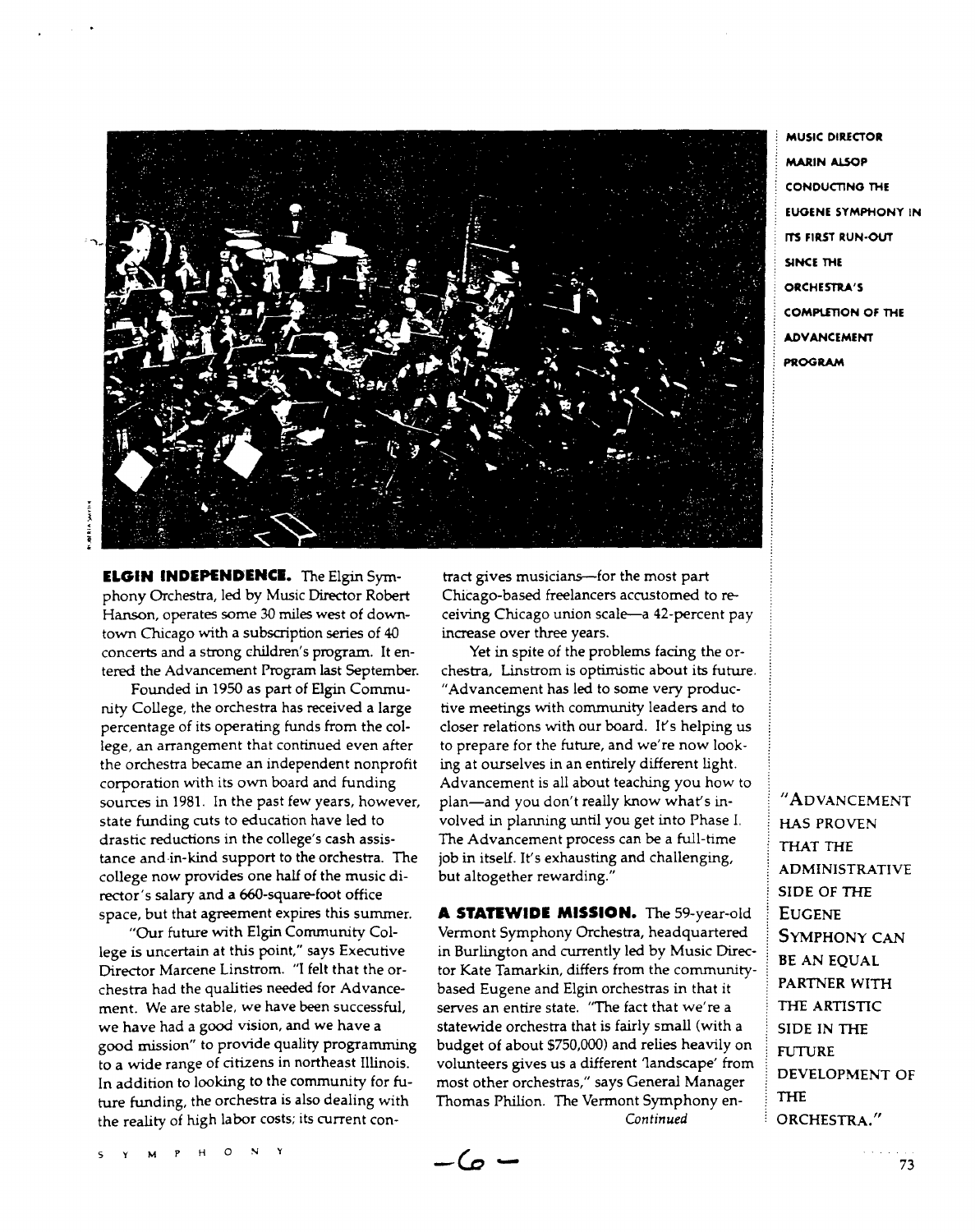MUSIC DIRECTOR MARIN ALSOP CONDUCTING THE EUGENE SYMPHONY IN ITS FIRST RUN-OUT SINCE THE ORCHESTRA'S COMPLETION OF THE ADVANCEMENT PROGRAM

**ELGIN INDEPENDENCE.** The Elgin Symphony Orchestra, led by Music Director Robert Hanson, operates some 30 miles west of downtown Chicago with a subscription series of 40 concerts and a strong children's program. It entered the Advancement Program last September.

Founded in 1950 as part of Elgin Community College, the orchestra has received a large percentage of its operating funds from the college, an arrangement that continued even after the orchestra became an independent nonprofit corporation with its own board and funding sources in 1981. In the past few years, however, state funding cuts to education have led to drastic reductions in the college's cash assistance and in-kind support to the orchestra. The college now provides one half of the music director's salary and a 660-square-foot office space, but that agreement expires this summer.

"Our future with Elgin Community College is uncertain at this point," says Executive Director Marcene Linstrom. "I felt that the orchestra had the qualities needed for Advancement. We are stable, we have been successful, we have had a good vision, and we have a good mission" to provide quality programming to a wide range of citizens in northeast Illinois. In addition to looking to the community for future funding, the orchestra is also dealing with the reality of high labor costs; its current contract gives musicians—for the most part Chicago-based freelancers accustomed to receiving Chicago union scale—a 42-percent pay increase over three years.

Yet in spite of the problems facing the orchestra, Linstrom is optimistic about its future. "Advancement has led to some very productive meetings with community leaders and to closer relations with our board. It's helping us to prepare for the future, and we're now looking at ourselves in an entirely different light. Advancement is all about teaching you how to plan—and you don't really know what's involved in planning until you get into Phase I. The Advancement process can be a full-time job in itself. It's exhausting and challenging, but altogether rewarding."

**A STATEWIDE MISSION.** The 59-year-old Vermont Symphony Orchestra, headquartered in Burlington and currently led by Music Director Kate Tamarkin, differs from the community-based Eugene and Elgin orchestras in that it serves an entire state. "The fact that we're a statewide orchestra that is fairly small (with a budget of about $750,000) and relies heavily on volunteers gives us a different 'landscape' from most other orchestras," says General Manager Thomas Philion. The Vermont Symphony en-

*Continued*

"ADVANCEMENT HAS PROVEN THAT THE ADMINISTRATIVE SIDE OF THE EUGENE SYMPHONY CAN BE AN EQUAL PARTNER WITH THE ARTISTIC SIDE IN THE FUTURE DEVELOPMENT OF THE ORCHESTRA."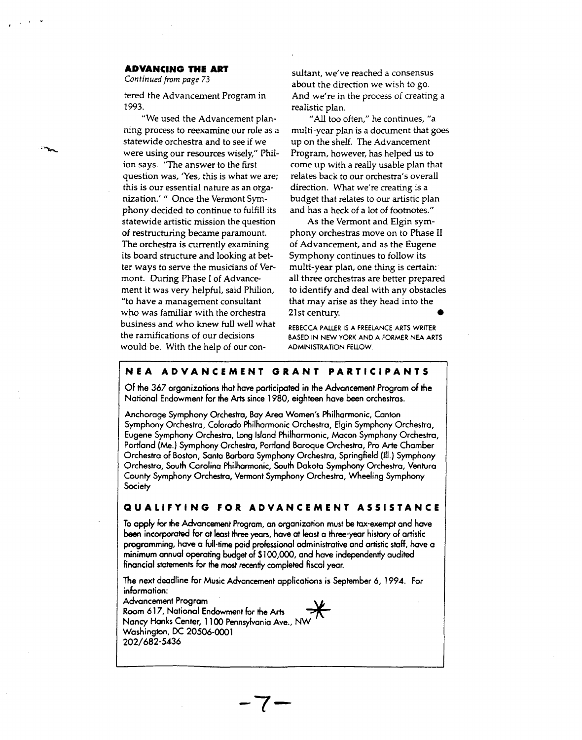**ADVANCING THE ART**

*Continued from page 73*

tered the Advancement Program in 1993.

"We used the Advancement planning process to reexamine our role as a statewide orchestra and to see if we were using our resources wisely," Philion says. "The answer to the first question was, 'Yes, this is what we are; this is our essential nature as an organization.' " Once the Vermont Symphony decided to continue to fulfill its statewide artistic mission the question of restructuring became paramount. The orchestra is currently examining its board structure and looking at better ways to serve the musicians of Vermont. During Phase I of Advancement it was very helpful, said Philion, "to have a management consultant who was familiar with the orchestra business and who knew full well what the ramifications of our decisions would be. With the help of our consultant, we've reached a consensus about the direction we wish to go. And we're in the process of creating a realistic plan.

"All too often," he continues, "a multi-year plan is a document that goes up on the shelf. The Advancement Program, however, has helped us to come up with a really usable plan that relates back to our orchestra's overall direction. What we're creating is a budget that relates to our artistic plan and has a heck of a lot of footnotes."

As the Vermont and Elgin symphony orchestras move on to Phase II of Advancement, and as the Eugene Symphony continues to follow its multi-year plan, one thing is certain: all three orchestras are better prepared to identify and deal with any obstacles that may arise as they head into the 21st century. ●

REBECCA PALLER IS A FREELANCE ARTS WRITER BASED IN NEW YORK AND A FORMER NEA ARTS ADMINISTRATION FELLOW.

## NEA ADVANCEMENT GRANT PARTICIPANTS

**Of the 367 organizations that have participated in the Advancement Program of the National Endowment for the Arts since 1980, eighteen have been orchestras.**

Anchorage Symphony Orchestra, Bay Area Women's Philharmonic, Canton Symphony Orchestra, Colorado Philharmonic Orchestra, Elgin Symphony Orchestra, Eugene Symphony Orchestra, Long Island Philharmonic, Macon Symphony Orchestra, Portland (Me.) Symphony Orchestra, Portland Baroque Orchestra, Pro Arte Chamber Orchestra of Boston, Santa Barbara Symphony Orchestra, Springfield (Ill.) Symphony Orchestra, South Carolina Philharmonic, South Dakota Symphony Orchestra, Ventura County Symphony Orchestra, Vermont Symphony Orchestra, Wheeling Symphony Society

## QUALIFYING FOR ADVANCEMENT ASSISTANCE

To apply for the Advancement Program, an organization must be tax-exempt and have been incorporated for at least three years, have at least a three-year history of artistic programming, have a full-time paid professional administrative and artistic staff, have a minimum annual operating budget of $100,000, and have independently audited financial statements for the most recently completed fiscal year.

The next deadline for Music Advancement applications is September 6, 1994. For information:

Advancement Program
Room 617, National Endowment for the Arts
Nancy Hanks Center, 1100 Pennsylvania Ave., NW
Washington, DC 20506-0001
202/682-5436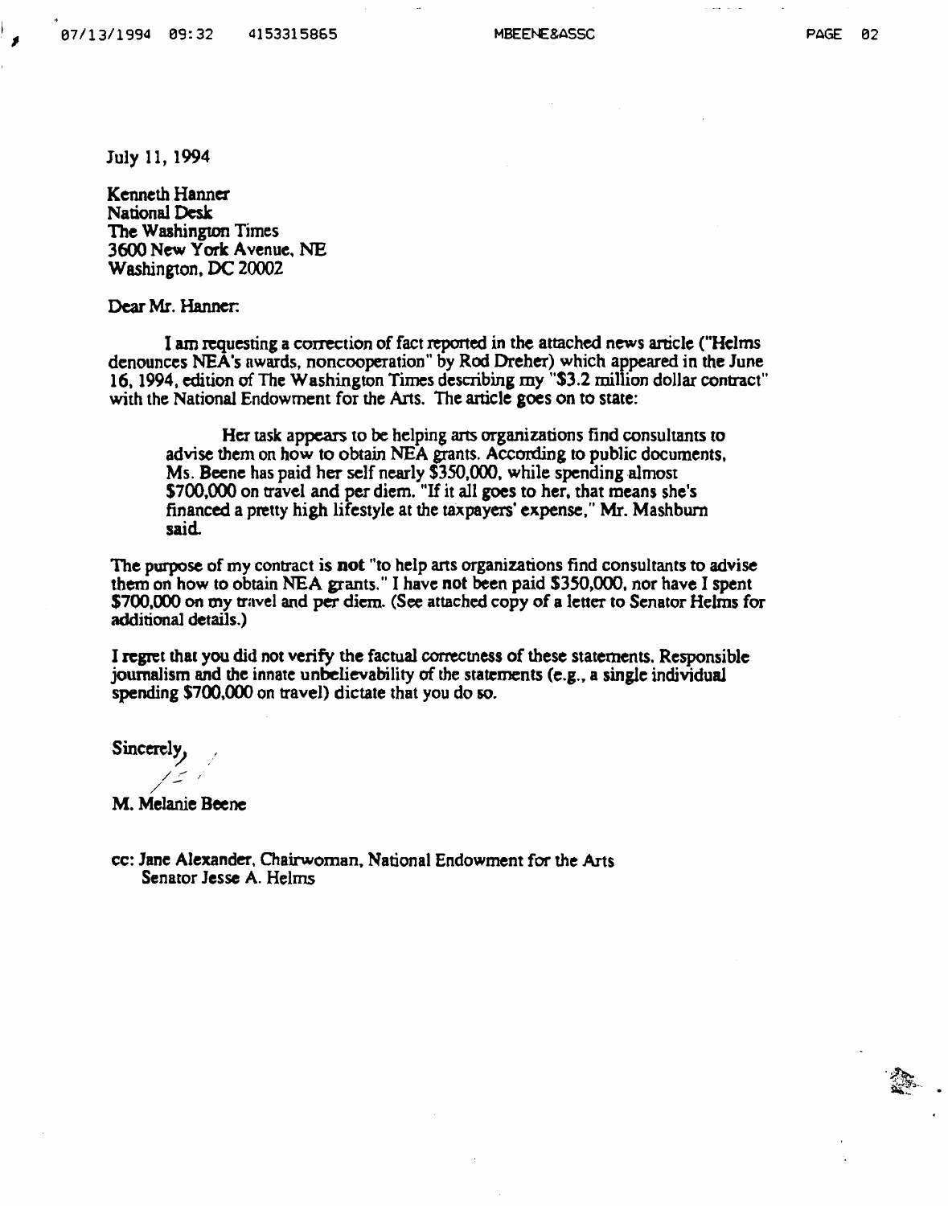July 11, 1994

Kenneth Hanner
National Desk
The Washington Times
3600 New York Avenue, NE
Washington, DC 20002

Dear Mr. Hanner:

I am requesting a correction of fact reported in the attached news article ("Helms denounces NEA's awards, noncooperation" by Rod Dreher) which appeared in the June 16, 1994, edition of The Washington Times describing my "$3.2 million dollar contract" with the National Endowment for the Arts. The article goes on to state:

> Her task appears to be helping arts organizations find consultants to advise them on how to obtain NEA grants. According to public documents, Ms. Beene has paid her self nearly $350,000, while spending almost $700,000 on travel and per diem. "If it all goes to her, that means she's financed a pretty high lifestyle at the taxpayers' expense," Mr. Mashburn said.

The purpose of my contract is **not** "to help arts organizations find consultants to advise them on how to obtain NEA grants." I have **not** been paid $350,000, nor have I spent $700,000 on my travel and per diem. (See attached copy of a letter to Senator Helms for additional details.)

I regret that you did not verify the factual correctness of these statements. Responsible journalism and the innate unbelievability of the statements (e.g., a single individual spending $700,000 on travel) dictate that you do so.

Sincerely,

/s/

M. Melanie Beene

cc: Jane Alexander, Chairwoman, National Endowment for the Arts
Senator Jesse A. Helms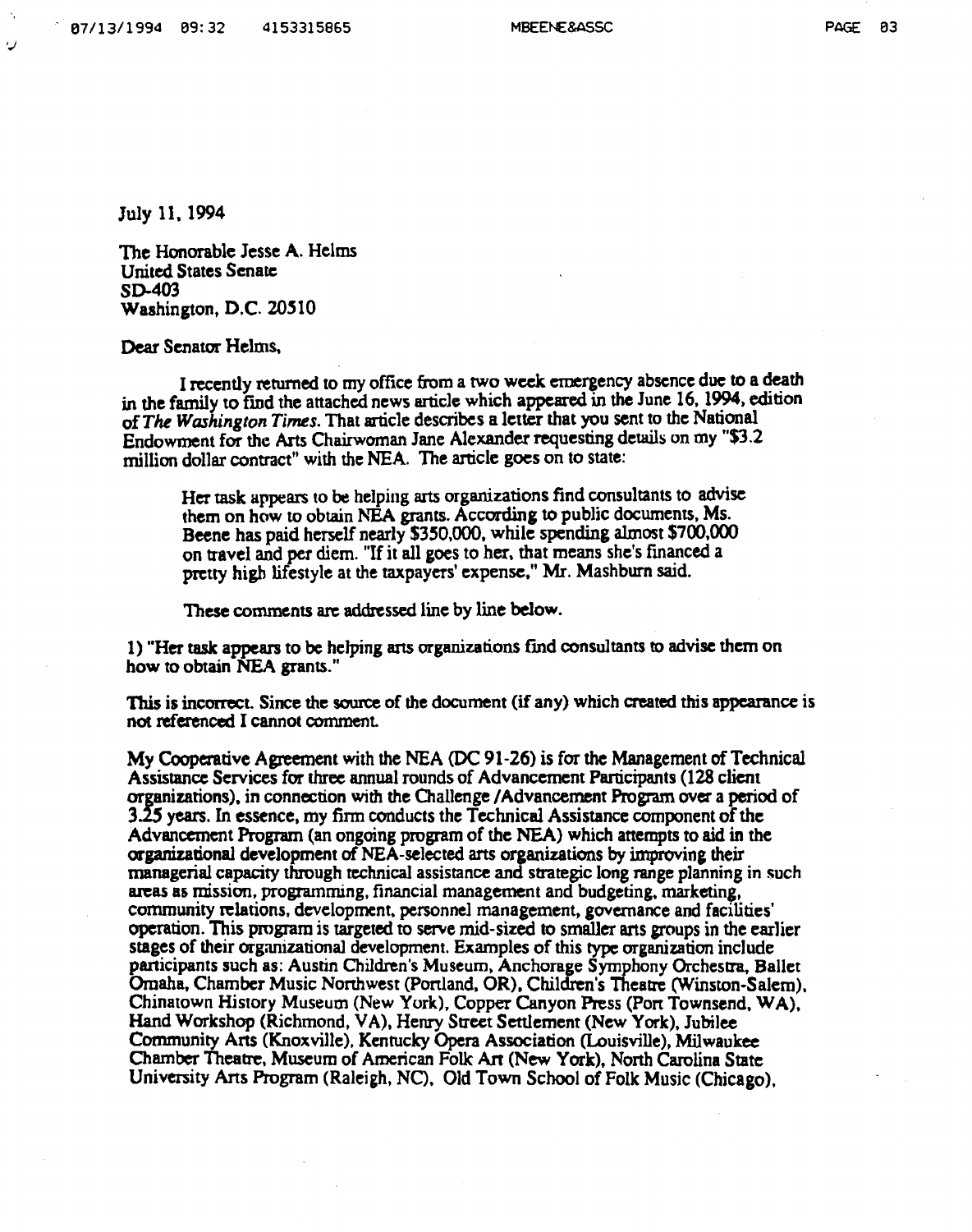July 11, 1994

The Honorable Jesse A. Helms
United States Senate
SD-403
Washington, D.C. 20510

Dear Senator Helms,

I recently returned to my office from a two week emergency absence due to a death in the family to find the attached news article which appeared in the June 16, 1994, edition of *The Washington Times*. That article describes a letter that you sent to the National Endowment for the Arts Chairwoman Jane Alexander requesting details on my "$3.2 million dollar contract" with the NEA. The article goes on to state:

> Her task appears to be helping arts organizations find consultants to advise them on how to obtain NEA grants. According to public documents, Ms. Beene has paid herself nearly $350,000, while spending almost $700,000 on travel and per diem. "If it all goes to her, that means she's financed a pretty high lifestyle at the taxpayers' expense," Mr. Mashburn said.
>
> These comments are addressed line by line below.

1) "Her task appears to be helping arts organizations find consultants to advise them on how to obtain NEA grants."

This is incorrect. Since the source of the document (if any) which created this appearance is not referenced I cannot comment.

My Cooperative Agreement with the NEA (DC 91-26) is for the Management of Technical Assistance Services for three annual rounds of Advancement Participants (128 client organizations), in connection with the Challenge /Advancement Program over a period of 3.25 years. In essence, my firm conducts the Technical Assistance component of the Advancement Program (an ongoing program of the NEA) which attempts to aid in the organizational development of NEA-selected arts organizations by improving their managerial capacity through technical assistance and strategic long range planning in such areas as mission, programming, financial management and budgeting, marketing, community relations, development, personnel management, governance and facilities' operation. This program is targeted to serve mid-sized to smaller arts groups in the earlier stages of their organizational development. Examples of this type organization include participants such as: Austin Children's Museum, Anchorage Symphony Orchestra, Ballet Omaha, Chamber Music Northwest (Portland, OR), Children's Theatre (Winston-Salem), Chinatown History Museum (New York), Copper Canyon Press (Port Townsend, WA), Hand Workshop (Richmond, VA), Henry Street Settlement (New York), Jubilee Community Arts (Knoxville), Kentucky Opera Association (Louisville), Milwaukee Chamber Theatre, Museum of American Folk Art (New York), North Carolina State University Arts Program (Raleigh, NC), Old Town School of Folk Music (Chicago),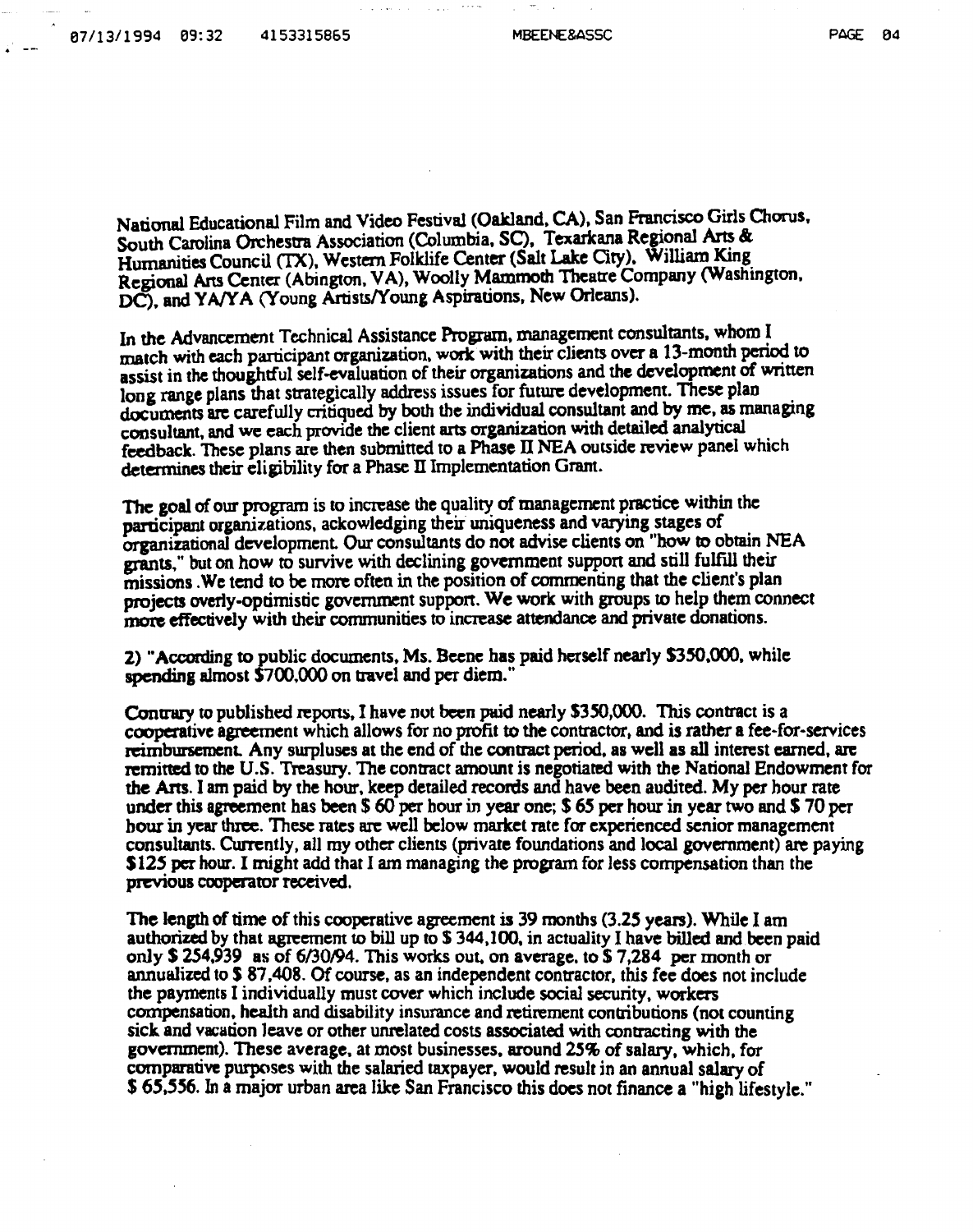National Educational Film and Video Festival (Oakland, CA), San Francisco Girls Chorus, South Carolina Orchestra Association (Columbia, SC), Texarkana Regional Arts & Humanities Council (TX), Western Folklife Center (Salt Lake City), William King Regional Arts Center (Abingdon, VA), Woolly Mammoth Theatre Company (Washington, DC), and YA/YA (Young Artists/Young Aspirations, New Orleans).

In the Advancement Technical Assistance Program, management consultants, whom I match with each participant organization, work with their clients over a 13-month period to assist in the thoughtful self-evaluation of their organizations and the development of written long range plans that strategically address issues for future development. These plan documents are carefully critiqued by both the individual consultant and by me, as managing consultant, and we each provide the client arts organization with detailed analytical feedback. These plans are then submitted to a Phase II NEA outside review panel which determines their eligibility for a Phase II Implementation Grant.

The goal of our program is to increase the quality of management practice within the participant organizations, ackowledging their uniqueness and varying stages of organizational development. Our consultants do not advise clients on "how to obtain NEA grants," but on how to survive with declining government support and still fulfill their missions .We tend to be more often in the position of commenting that the client's plan projects overly-optimistic government support. We work with groups to help them connect more effectively with their communities to increase attendance and private donations.

2) "According to public documents, Ms. Beene has paid herself nearly $350,000, while spending almost $700,000 on travel and per diem."

Contrary to published reports, I have not been paid nearly $350,000. This contract is a cooperative agreement which allows for no profit to the contractor, and is rather a fee-for-services reimbursement. Any surpluses at the end of the contract period, as well as all interest earned, are remitted to the U.S. Treasury. The contract amount is negotiated with the National Endowment for the Arts. I am paid by the hour, keep detailed records and have been audited. My per hour rate under this agreement has been $ 60 per hour in year one; $ 65 per hour in year two and $ 70 per hour in year three. These rates are well below market rate for experienced senior management consultants. Currently, all my other clients (private foundations and local government) are paying $125 per hour. I might add that I am managing the program for less compensation than the previous cooperator received.

The length of time of this cooperative agreement is 39 months (3.25 years). While I am authorized by that agreement to bill up to $ 344,100, in actuality I have billed and been paid only $ 254,939 as of 6/30/94. This works out, on average, to $ 7,284 per month or annualized to $ 87,408. Of course, as an independent contractor, this fee does not include the payments I individually must cover which include social security, workers compensation, health and disability insurance and retirement contributions (not counting sick and vacation leave or other unrelated costs associated with contracting with the government). These average, at most businesses, around 25% of salary, which, for comparative purposes with the salaried taxpayer, would result in an annual salary of $ 65,556. In a major urban area like San Francisco this does not finance a "high lifestyle."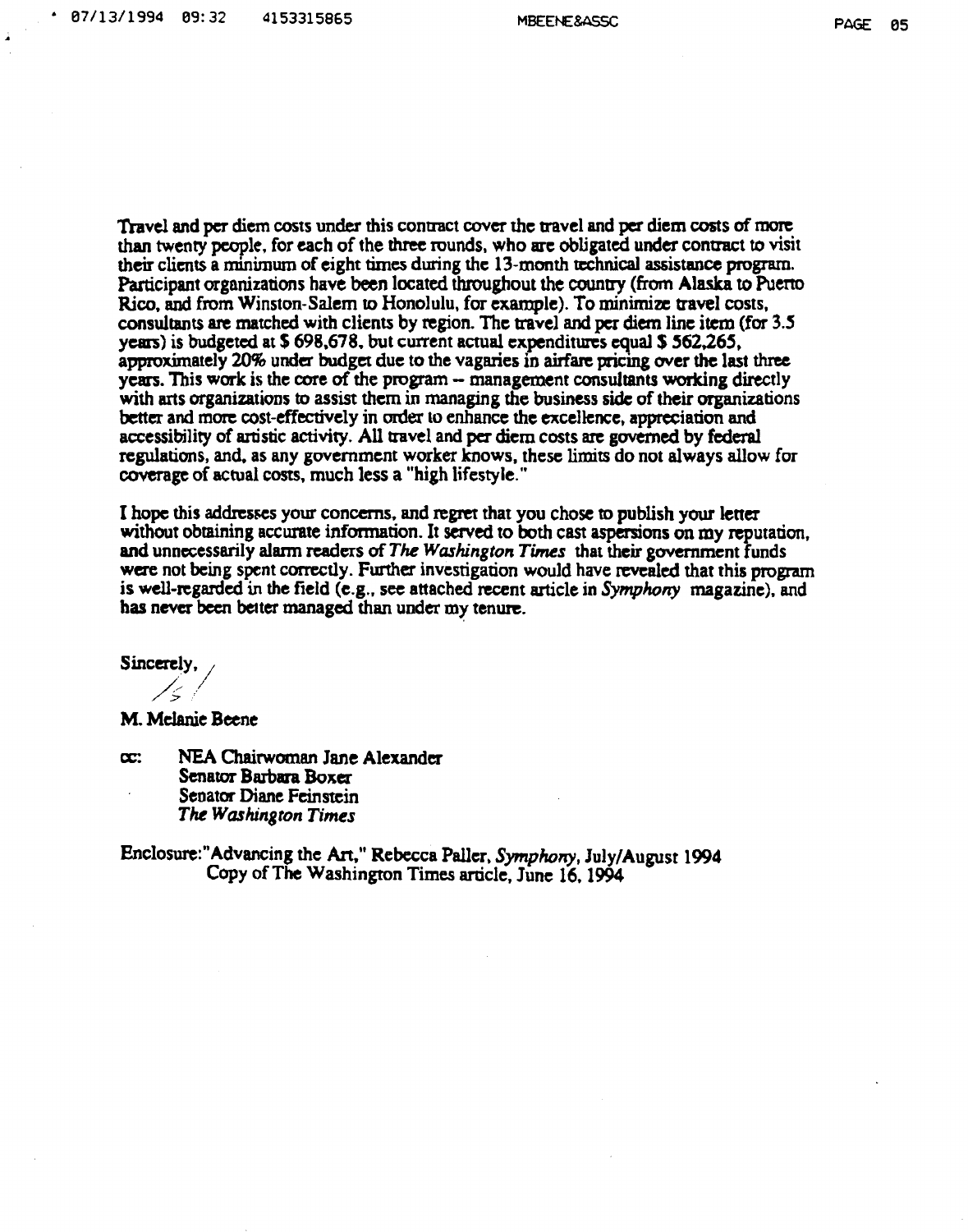Travel and per diem costs under this contract cover the travel and per diem costs of more than twenty people, for each of the three rounds, who are obligated under contract to visit their clients a minimum of eight times during the 13-month technical assistance program. Participant organizations have been located throughout the country (from Alaska to Puerto Rico, and from Winston-Salem to Honolulu, for example). To minimize travel costs, consultants are matched with clients by region. The travel and per diem line item (for 3.5 years) is budgeted at $ 698,678, but current actual expenditures equal $ 562,265, approximately 20% under budget due to the vagaries in airfare pricing over the last three years. This work is the core of the program -- management consultants working directly with arts organizations to assist them in managing the business side of their organizations better and more cost-effectively in order to enhance the excellence, appreciation and accessibility of artistic activity. All travel and per diem costs are governed by federal regulations, and, as any government worker knows, these limits do not always allow for coverage of actual costs, much less a "high lifestyle."

I hope this addresses your concerns, and regret that you chose to publish your letter without obtaining accurate information. It served to both cast aspersions on my reputation, and unnecessarily alarm readers of *The Washington Times* that their government funds were not being spent correctly. Further investigation would have revealed that this program is well-regarded in the field (e.g., see attached recent article in *Symphony* magazine), and has never been better managed than under my tenure.

Sincerely,

/s/

M. Melanie Beene

cc: NEA Chairwoman Jane Alexander
Senator Barbara Boxer
Senator Diane Feinstein
*The Washington Times*

Enclosure: "Advancing the Art," Rebecca Paller, *Symphony*, July/August 1994
Copy of The Washington Times article, June 16, 1994